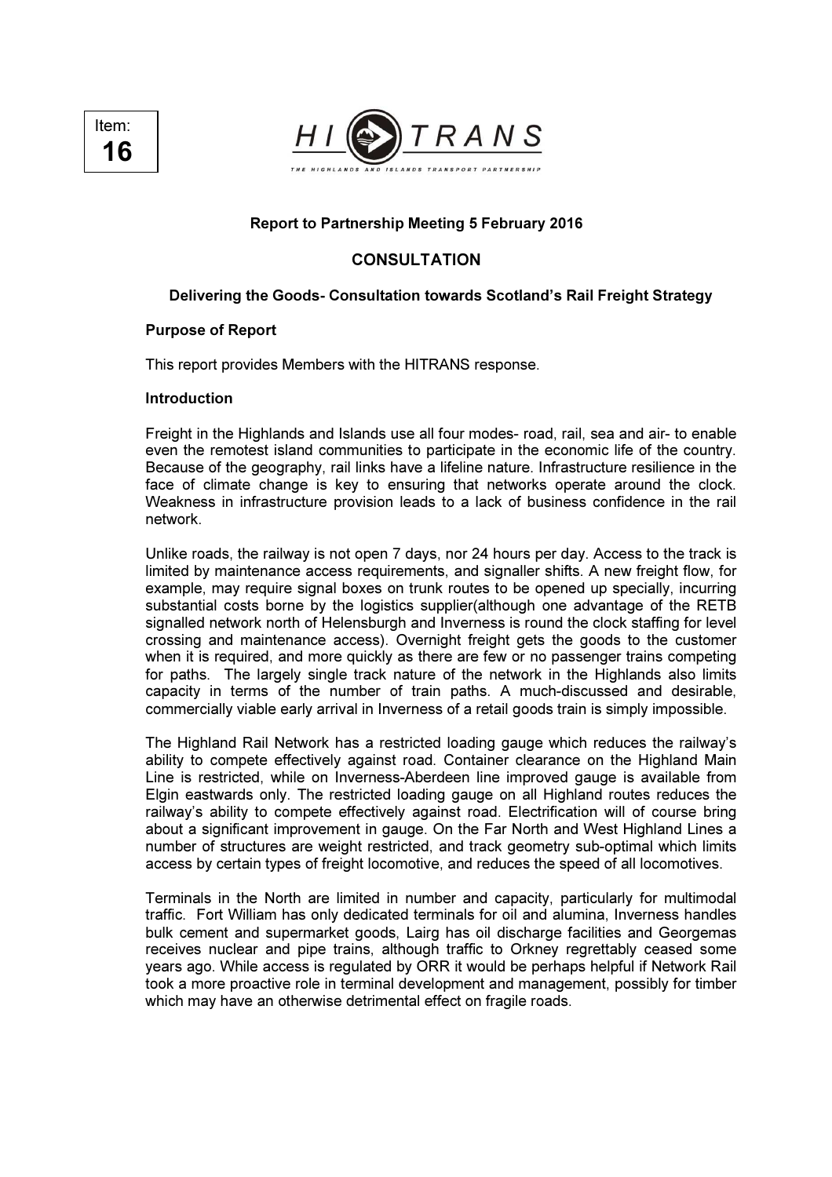Item:
**16**

HI TRANS
THE HIGHLANDS AND ISLANDS TRANSPORT PARTNERSHIP

**Report to Partnership Meeting 5 February 2016**

## CONSULTATION

**Delivering the Goods- Consultation towards Scotland's Rail Freight Strategy**

**Purpose of Report**

This report provides Members with the HITRANS response.

**Introduction**

Freight in the Highlands and Islands use all four modes- road, rail, sea and air- to enable even the remotest island communities to participate in the economic life of the country. Because of the geography, rail links have a lifeline nature. Infrastructure resilience in the face of climate change is key to ensuring that networks operate around the clock. Weakness in infrastructure provision leads to a lack of business confidence in the rail network.

Unlike roads, the railway is not open 7 days, nor 24 hours per day. Access to the track is limited by maintenance access requirements, and signaller shifts. A new freight flow, for example, may require signal boxes on trunk routes to be opened up specially, incurring substantial costs borne by the logistics supplier(although one advantage of the RETB signalled network north of Helensburgh and Inverness is round the clock staffing for level crossing and maintenance access). Overnight freight gets the goods to the customer when it is required, and more quickly as there are few or no passenger trains competing for paths. The largely single track nature of the network in the Highlands also limits capacity in terms of the number of train paths. A much-discussed and desirable, commercially viable early arrival in Inverness of a retail goods train is simply impossible.

The Highland Rail Network has a restricted loading gauge which reduces the railway's ability to compete effectively against road. Container clearance on the Highland Main Line is restricted, while on Inverness-Aberdeen line improved gauge is available from Elgin eastwards only. The restricted loading gauge on all Highland routes reduces the railway's ability to compete effectively against road. Electrification will of course bring about a significant improvement in gauge. On the Far North and West Highland Lines a number of structures are weight restricted, and track geometry sub-optimal which limits access by certain types of freight locomotive, and reduces the speed of all locomotives.

Terminals in the North are limited in number and capacity, particularly for multimodal traffic. Fort William has only dedicated terminals for oil and alumina, Inverness handles bulk cement and supermarket goods, Lairg has oil discharge facilities and Georgemas receives nuclear and pipe trains, although traffic to Orkney regrettably ceased some years ago. While access is regulated by ORR it would be perhaps helpful if Network Rail took a more proactive role in terminal development and management, possibly for timber which may have an otherwise detrimental effect on fragile roads.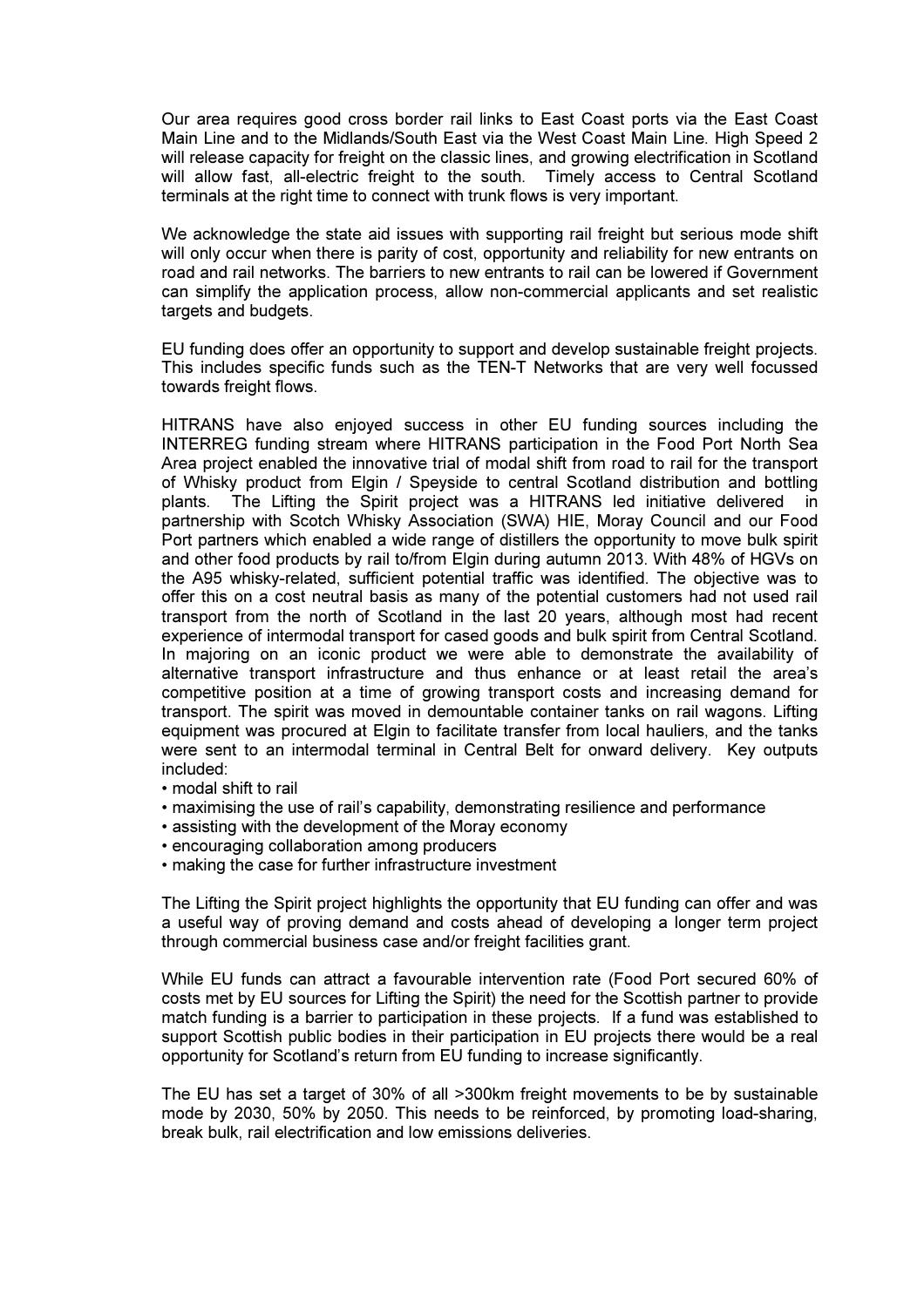Our area requires good cross border rail links to East Coast ports via the East Coast Main Line and to the Midlands/South East via the West Coast Main Line. High Speed 2 will release capacity for freight on the classic lines, and growing electrification in Scotland will allow fast, all-electric freight to the south. Timely access to Central Scotland terminals at the right time to connect with trunk flows is very important.

We acknowledge the state aid issues with supporting rail freight but serious mode shift will only occur when there is parity of cost, opportunity and reliability for new entrants on road and rail networks. The barriers to new entrants to rail can be lowered if Government can simplify the application process, allow non-commercial applicants and set realistic targets and budgets.

EU funding does offer an opportunity to support and develop sustainable freight projects. This includes specific funds such as the TEN-T Networks that are very well focussed towards freight flows.

HITRANS have also enjoyed success in other EU funding sources including the INTERREG funding stream where HITRANS participation in the Food Port North Sea Area project enabled the innovative trial of modal shift from road to rail for the transport of Whisky product from Elgin / Speyside to central Scotland distribution and bottling plants. The Lifting the Spirit project was a HITRANS led initiative delivered in partnership with Scotch Whisky Association (SWA) HIE, Moray Council and our Food Port partners which enabled a wide range of distillers the opportunity to move bulk spirit and other food products by rail to/from Elgin during autumn 2013. With 48% of HGVs on the A95 whisky-related, sufficient potential traffic was identified. The objective was to offer this on a cost neutral basis as many of the potential customers had not used rail transport from the north of Scotland in the last 20 years, although most had recent experience of intermodal transport for cased goods and bulk spirit from Central Scotland. In majoring on an iconic product we were able to demonstrate the availability of alternative transport infrastructure and thus enhance or at least retail the area's competitive position at a time of growing transport costs and increasing demand for transport. The spirit was moved in demountable container tanks on rail wagons. Lifting equipment was procured at Elgin to facilitate transfer from local hauliers, and the tanks were sent to an intermodal terminal in Central Belt for onward delivery. Key outputs included:

- modal shift to rail
- maximising the use of rail's capability, demonstrating resilience and performance
- assisting with the development of the Moray economy
- encouraging collaboration among producers
- making the case for further infrastructure investment

The Lifting the Spirit project highlights the opportunity that EU funding can offer and was a useful way of proving demand and costs ahead of developing a longer term project through commercial business case and/or freight facilities grant.

While EU funds can attract a favourable intervention rate (Food Port secured 60% of costs met by EU sources for Lifting the Spirit) the need for the Scottish partner to provide match funding is a barrier to participation in these projects. If a fund was established to support Scottish public bodies in their participation in EU projects there would be a real opportunity for Scotland's return from EU funding to increase significantly.

The EU has set a target of 30% of all >300km freight movements to be by sustainable mode by 2030, 50% by 2050. This needs to be reinforced, by promoting load-sharing, break bulk, rail electrification and low emissions deliveries.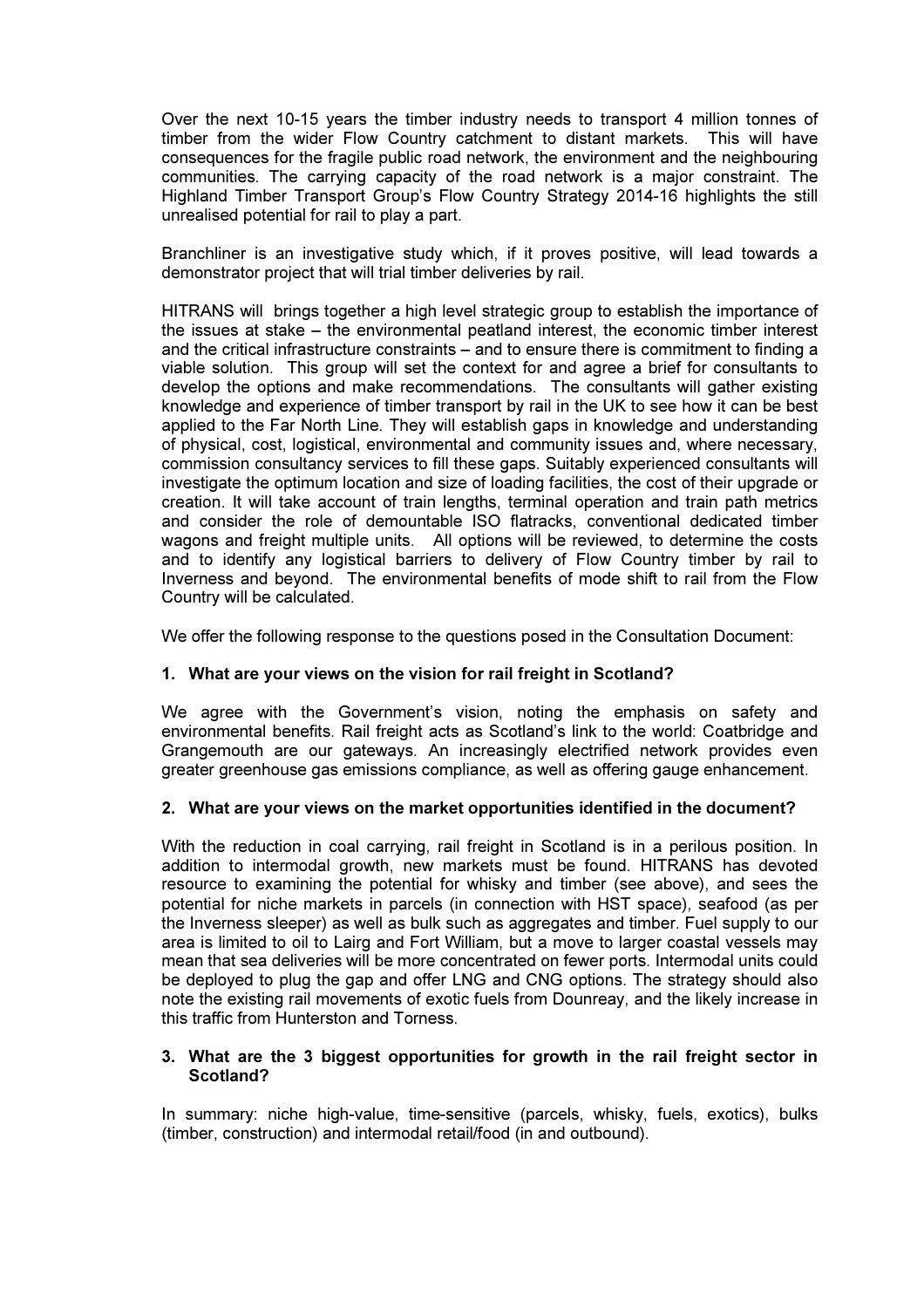Over the next 10-15 years the timber industry needs to transport 4 million tonnes of timber from the wider Flow Country catchment to distant markets. This will have consequences for the fragile public road network, the environment and the neighbouring communities. The carrying capacity of the road network is a major constraint. The Highland Timber Transport Group's Flow Country Strategy 2014-16 highlights the still unrealised potential for rail to play a part.

Branchliner is an investigative study which, if it proves positive, will lead towards a demonstrator project that will trial timber deliveries by rail.

HITRANS will brings together a high level strategic group to establish the importance of the issues at stake – the environmental peatland interest, the economic timber interest and the critical infrastructure constraints – and to ensure there is commitment to finding a viable solution. This group will set the context for and agree a brief for consultants to develop the options and make recommendations. The consultants will gather existing knowledge and experience of timber transport by rail in the UK to see how it can be best applied to the Far North Line. They will establish gaps in knowledge and understanding of physical, cost, logistical, environmental and community issues and, where necessary, commission consultancy services to fill these gaps. Suitably experienced consultants will investigate the optimum location and size of loading facilities, the cost of their upgrade or creation. It will take account of train lengths, terminal operation and train path metrics and consider the role of demountable ISO flatracks, conventional dedicated timber wagons and freight multiple units. All options will be reviewed, to determine the costs and to identify any logistical barriers to delivery of Flow Country timber by rail to Inverness and beyond. The environmental benefits of mode shift to rail from the Flow Country will be calculated.

We offer the following response to the questions posed in the Consultation Document:

**1. What are your views on the vision for rail freight in Scotland?**

We agree with the Government's vision, noting the emphasis on safety and environmental benefits. Rail freight acts as Scotland's link to the world: Coatbridge and Grangemouth are our gateways. An increasingly electrified network provides even greater greenhouse gas emissions compliance, as well as offering gauge enhancement.

**2. What are your views on the market opportunities identified in the document?**

With the reduction in coal carrying, rail freight in Scotland is in a perilous position. In addition to intermodal growth, new markets must be found. HITRANS has devoted resource to examining the potential for whisky and timber (see above), and sees the potential for niche markets in parcels (in connection with HST space), seafood (as per the Inverness sleeper) as well as bulk such as aggregates and timber. Fuel supply to our area is limited to oil to Lairg and Fort William, but a move to larger coastal vessels may mean that sea deliveries will be more concentrated on fewer ports. Intermodal units could be deployed to plug the gap and offer LNG and CNG options. The strategy should also note the existing rail movements of exotic fuels from Dounreay, and the likely increase in this traffic from Hunterston and Torness.

**3. What are the 3 biggest opportunities for growth in the rail freight sector in Scotland?**

In summary: niche high-value, time-sensitive (parcels, whisky, fuels, exotics), bulks (timber, construction) and intermodal retail/food (in and outbound).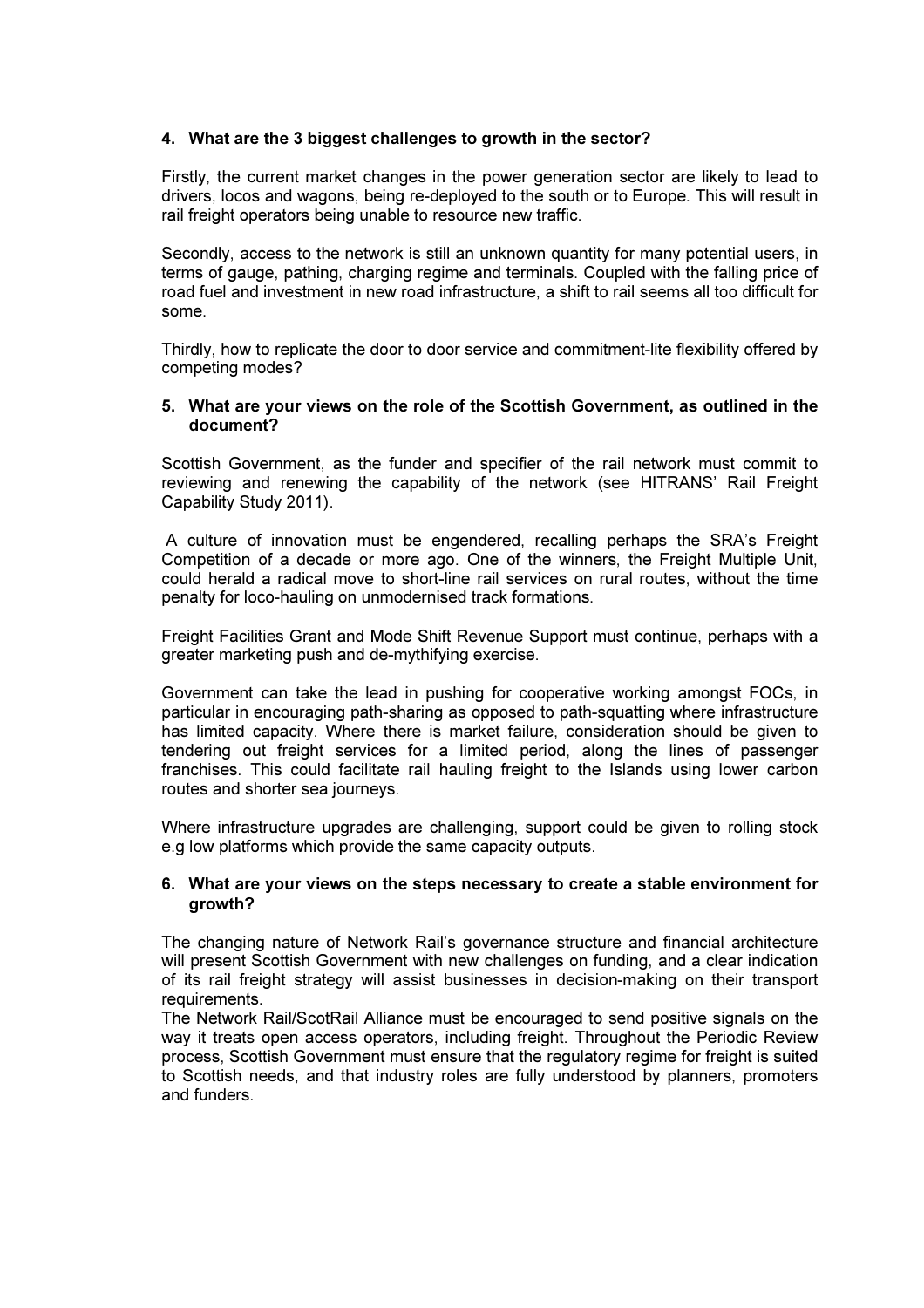**4. What are the 3 biggest challenges to growth in the sector?**

Firstly, the current market changes in the power generation sector are likely to lead to drivers, locos and wagons, being re-deployed to the south or to Europe. This will result in rail freight operators being unable to resource new traffic.

Secondly, access to the network is still an unknown quantity for many potential users, in terms of gauge, pathing, charging regime and terminals. Coupled with the falling price of road fuel and investment in new road infrastructure, a shift to rail seems all too difficult for some.

Thirdly, how to replicate the door to door service and commitment-lite flexibility offered by competing modes?

**5. What are your views on the role of the Scottish Government, as outlined in the document?**

Scottish Government, as the funder and specifier of the rail network must commit to reviewing and renewing the capability of the network (see HITRANS' Rail Freight Capability Study 2011).

A culture of innovation must be engendered, recalling perhaps the SRA's Freight Competition of a decade or more ago. One of the winners, the Freight Multiple Unit, could herald a radical move to short-line rail services on rural routes, without the time penalty for loco-hauling on unmodernised track formations.

Freight Facilities Grant and Mode Shift Revenue Support must continue, perhaps with a greater marketing push and de-mythifying exercise.

Government can take the lead in pushing for cooperative working amongst FOCs, in particular in encouraging path-sharing as opposed to path-squatting where infrastructure has limited capacity. Where there is market failure, consideration should be given to tendering out freight services for a limited period, along the lines of passenger franchises. This could facilitate rail hauling freight to the Islands using lower carbon routes and shorter sea journeys.

Where infrastructure upgrades are challenging, support could be given to rolling stock e.g low platforms which provide the same capacity outputs.

**6. What are your views on the steps necessary to create a stable environment for growth?**

The changing nature of Network Rail's governance structure and financial architecture will present Scottish Government with new challenges on funding, and a clear indication of its rail freight strategy will assist businesses in decision-making on their transport requirements.
The Network Rail/ScotRail Alliance must be encouraged to send positive signals on the way it treats open access operators, including freight. Throughout the Periodic Review process, Scottish Government must ensure that the regulatory regime for freight is suited to Scottish needs, and that industry roles are fully understood by planners, promoters and funders.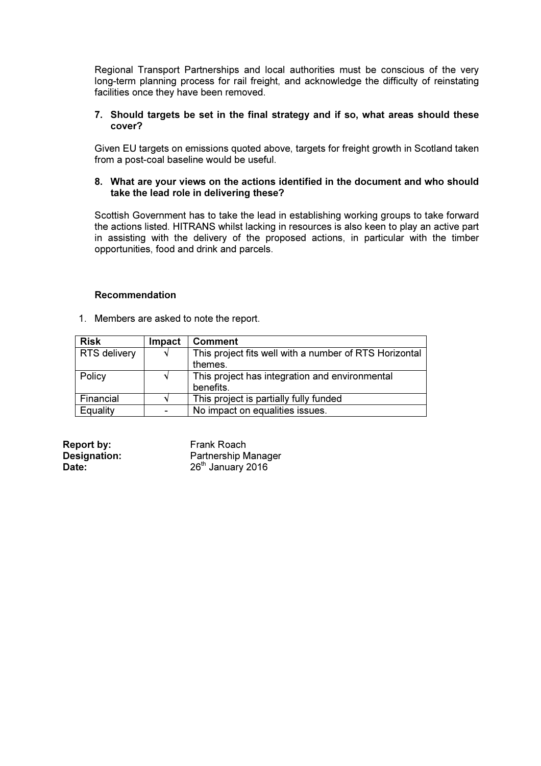Regional Transport Partnerships and local authorities must be conscious of the very long-term planning process for rail freight, and acknowledge the difficulty of reinstating facilities once they have been removed.

**7. Should targets be set in the final strategy and if so, what areas should these cover?**

Given EU targets on emissions quoted above, targets for freight growth in Scotland taken from a post-coal baseline would be useful.

**8. What are your views on the actions identified in the document and who should take the lead role in delivering these?**

Scottish Government has to take the lead in establishing working groups to take forward the actions listed. HITRANS whilst lacking in resources is also keen to play an active part in assisting with the delivery of the proposed actions, in particular with the timber opportunities, food and drink and parcels.

**Recommendation**

1. Members are asked to note the report.

| Risk | Impact | Comment |
|---|---|---|
| RTS delivery | √ | This project fits well with a number of RTS Horizontal themes. |
| Policy | √ | This project has integration and environmental benefits. |
| Financial | √ | This project is partially fully funded |
| Equality | - | No impact on equalities issues. |

**Report by:** Frank Roach
**Designation:** Partnership Manager
**Date:** 26th January 2016